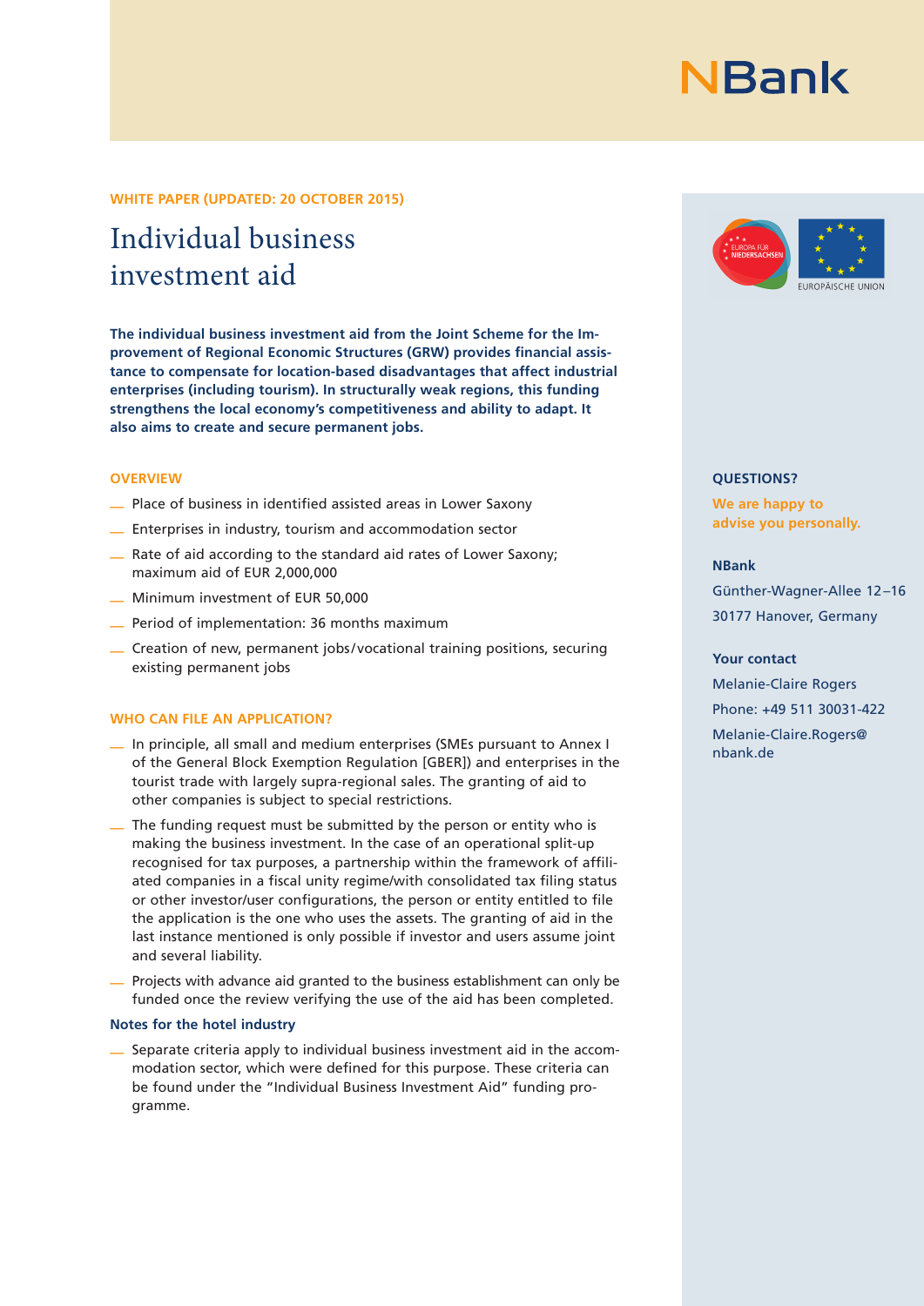NBank

**WHITE PAPER (UPDATED: 20 OCTOBER 2015)**

# Individual business investment aid

**The individual business investment aid from the Joint Scheme for the Improvement of Regional Economic Structures (GRW) provides financial assistance to compensate for location-based disadvantages that affect industrial enterprises (including tourism). In structurally weak regions, this funding strengthens the local economy's competitiveness and ability to adapt. It also aims to create and secure permanent jobs.**

## OVERVIEW

- Place of business in identified assisted areas in Lower Saxony
- Enterprises in industry, tourism and accommodation sector
- Rate of aid according to the standard aid rates of Lower Saxony; maximum aid of EUR 2,000,000
- Minimum investment of EUR 50,000
- Period of implementation: 36 months maximum
- Creation of new, permanent jobs/vocational training positions, securing existing permanent jobs

## WHO CAN FILE AN APPLICATION?

- In principle, all small and medium enterprises (SMEs pursuant to Annex I of the General Block Exemption Regulation [GBER]) and enterprises in the tourist trade with largely supra-regional sales. The granting of aid to other companies is subject to special restrictions.
- The funding request must be submitted by the person or entity who is making the business investment. In the case of an operational split-up recognised for tax purposes, a partnership within the framework of affiliated companies in a fiscal unity regime/with consolidated tax filing status or other investor/user configurations, the person or entity entitled to file the application is the one who uses the assets. The granting of aid in the last instance mentioned is only possible if investor and users assume joint and several liability.
- Projects with advance aid granted to the business establishment can only be funded once the review verifying the use of the aid has been completed.

### Notes for the hotel industry

- Separate criteria apply to individual business investment aid in the accommodation sector, which were defined for this purpose. These criteria can be found under the "Individual Business Investment Aid" funding programme.

EUROPA FÜR NIEDERSACHSEN

EUROPÄISCHE UNION

**QUESTIONS?**

**We are happy to advise you personally.**

**NBank**

Günther-Wagner-Allee 12–16

30177 Hanover, Germany

**Your contact**

Melanie-Claire Rogers

Phone: +49 511 30031-422

Melanie-Claire.Rogers@nbank.de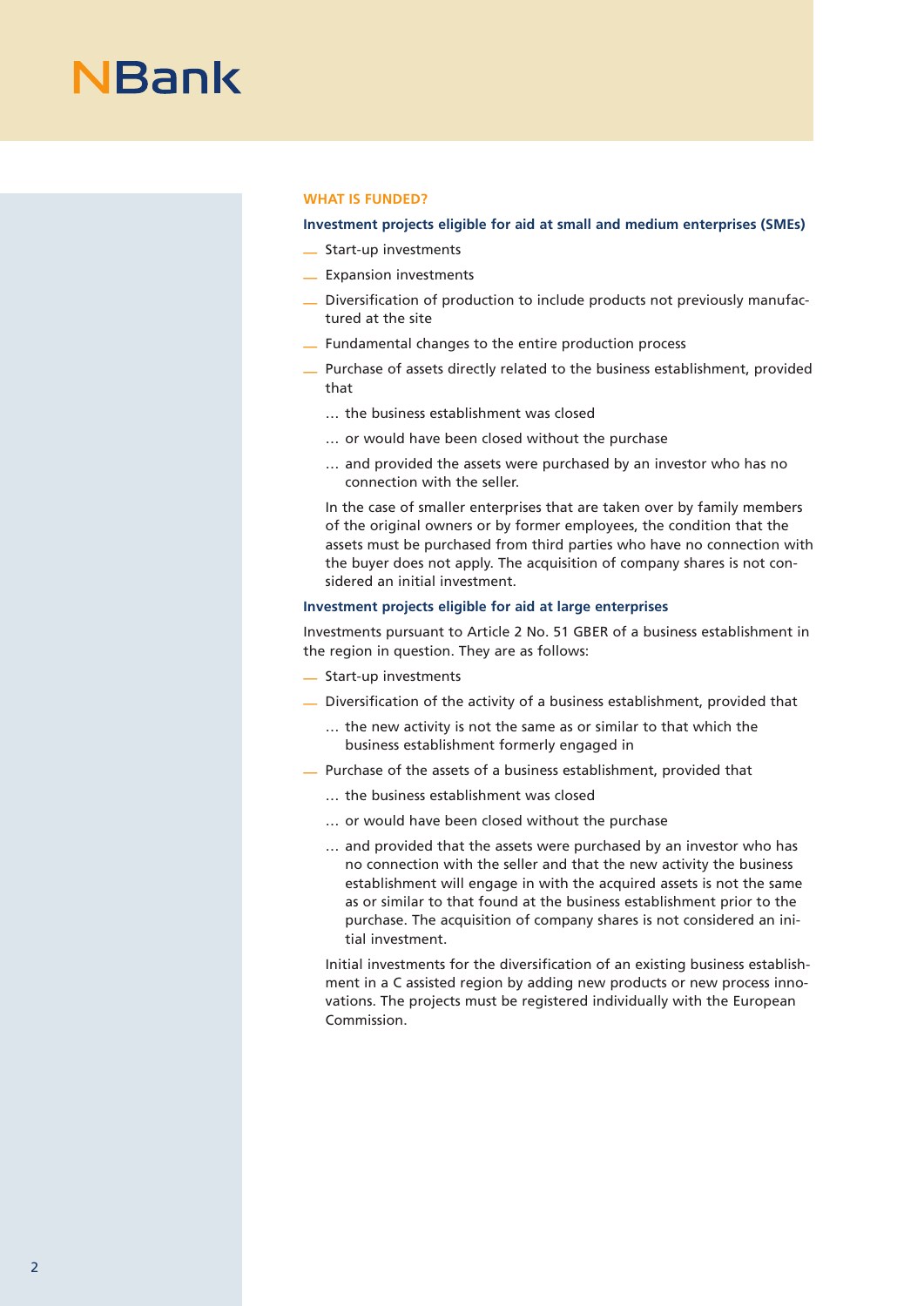## WHAT IS FUNDED?

### Investment projects eligible for aid at small and medium enterprises (SMEs)

- Start-up investments
- Expansion investments
- Diversification of production to include products not previously manufactured at the site
- Fundamental changes to the entire production process
- Purchase of assets directly related to the business establishment, provided that

  … the business establishment was closed

  … or would have been closed without the purchase

  … and provided the assets were purchased by an investor who has no connection with the seller.

  In the case of smaller enterprises that are taken over by family members of the original owners or by former employees, the condition that the assets must be purchased from third parties who have no connection with the buyer does not apply. The acquisition of company shares is not considered an initial investment.

### Investment projects eligible for aid at large enterprises

Investments pursuant to Article 2 No. 51 GBER of a business establishment in the region in question. They are as follows:

- Start-up investments
- Diversification of the activity of a business establishment, provided that

  … the new activity is not the same as or similar to that which the business establishment formerly engaged in

- Purchase of the assets of a business establishment, provided that

  … the business establishment was closed

  … or would have been closed without the purchase

  … and provided that the assets were purchased by an investor who has no connection with the seller and that the new activity the business establishment will engage in with the acquired assets is not the same as or similar to that found at the business establishment prior to the purchase. The acquisition of company shares is not considered an initial investment.

  Initial investments for the diversification of an existing business establishment in a C assisted region by adding new products or new process innovations. The projects must be registered individually with the European Commission.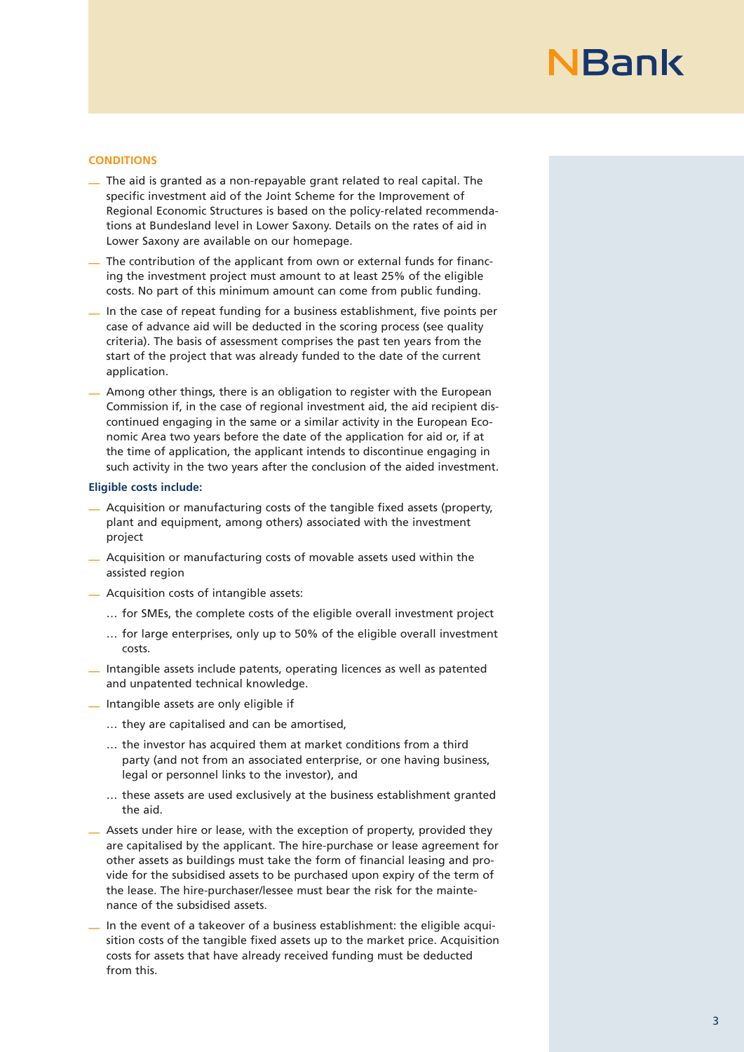## CONDITIONS

- The aid is granted as a non-repayable grant related to real capital. The specific investment aid of the Joint Scheme for the Improvement of Regional Economic Structures is based on the policy-related recommendations at Bundesland level in Lower Saxony. Details on the rates of aid in Lower Saxony are available on our homepage.
- The contribution of the applicant from own or external funds for financing the investment project must amount to at least 25% of the eligible costs. No part of this minimum amount can come from public funding.
- In the case of repeat funding for a business establishment, five points per case of advance aid will be deducted in the scoring process (see quality criteria). The basis of assessment comprises the past ten years from the start of the project that was already funded to the date of the current application.
- Among other things, there is an obligation to register with the European Commission if, in the case of regional investment aid, the aid recipient discontinued engaging in the same or a similar activity in the European Economic Area two years before the date of the application for aid or, if at the time of application, the applicant intends to discontinue engaging in such activity in the two years after the conclusion of the aided investment.

**Eligible costs include:**

- Acquisition or manufacturing costs of the tangible fixed assets (property, plant and equipment, among others) associated with the investment project
- Acquisition or manufacturing costs of movable assets used within the assisted region
- Acquisition costs of intangible assets:
  - … for SMEs, the complete costs of the eligible overall investment project
  - … for large enterprises, only up to 50% of the eligible overall investment costs.
- Intangible assets include patents, operating licences as well as patented and unpatented technical knowledge.
- Intangible assets are only eligible if
  - … they are capitalised and can be amortised,
  - … the investor has acquired them at market conditions from a third party (and not from an associated enterprise, or one having business, legal or personnel links to the investor), and
  - … these assets are used exclusively at the business establishment granted the aid.
- Assets under hire or lease, with the exception of property, provided they are capitalised by the applicant. The hire-purchase or lease agreement for other assets as buildings must take the form of financial leasing and provide for the subsidised assets to be purchased upon expiry of the term of the lease. The hire-purchaser/lessee must bear the risk for the maintenance of the subsidised assets.
- In the event of a takeover of a business establishment: the eligible acquisition costs of the tangible fixed assets up to the market price. Acquisition costs for assets that have already received funding must be deducted from this.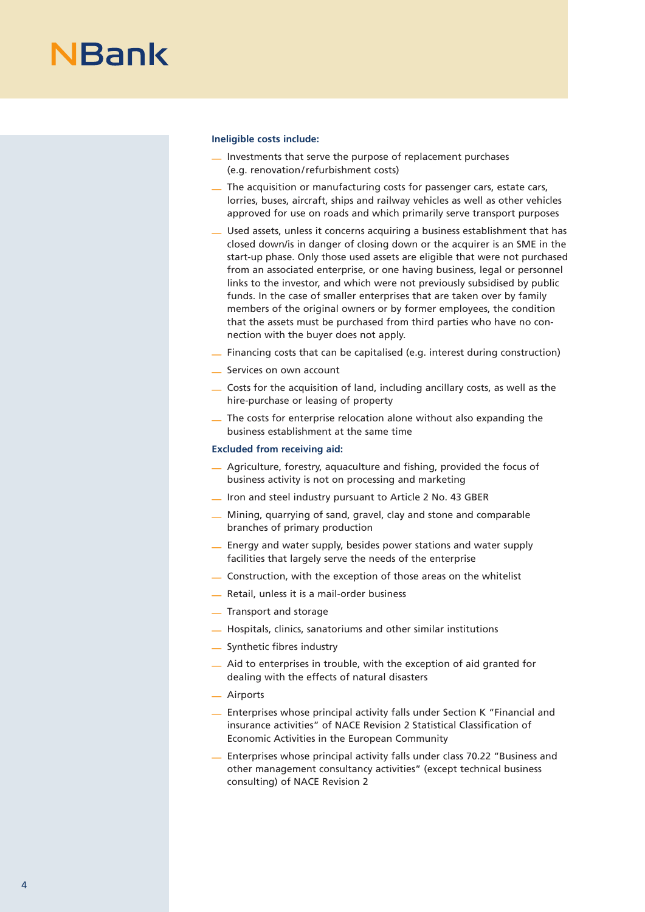**Ineligible costs include:**

- Investments that serve the purpose of replacement purchases (e.g. renovation/refurbishment costs)
- The acquisition or manufacturing costs for passenger cars, estate cars, lorries, buses, aircraft, ships and railway vehicles as well as other vehicles approved for use on roads and which primarily serve transport purposes
- Used assets, unless it concerns acquiring a business establishment that has closed down/is in danger of closing down or the acquirer is an SME in the start-up phase. Only those used assets are eligible that were not purchased from an associated enterprise, or one having business, legal or personnel links to the investor, and which were not previously subsidised by public funds. In the case of smaller enterprises that are taken over by family members of the original owners or by former employees, the condition that the assets must be purchased from third parties who have no connection with the buyer does not apply.
- Financing costs that can be capitalised (e.g. interest during construction)
- Services on own account
- Costs for the acquisition of land, including ancillary costs, as well as the hire-purchase or leasing of property
- The costs for enterprise relocation alone without also expanding the business establishment at the same time

**Excluded from receiving aid:**

- Agriculture, forestry, aquaculture and fishing, provided the focus of business activity is not on processing and marketing
- Iron and steel industry pursuant to Article 2 No. 43 GBER
- Mining, quarrying of sand, gravel, clay and stone and comparable branches of primary production
- Energy and water supply, besides power stations and water supply facilities that largely serve the needs of the enterprise
- Construction, with the exception of those areas on the whitelist
- Retail, unless it is a mail-order business
- Transport and storage
- Hospitals, clinics, sanatoriums and other similar institutions
- Synthetic fibres industry
- Aid to enterprises in trouble, with the exception of aid granted for dealing with the effects of natural disasters
- Airports
- Enterprises whose principal activity falls under Section K "Financial and insurance activities" of NACE Revision 2 Statistical Classification of Economic Activities in the European Community
- Enterprises whose principal activity falls under class 70.22 "Business and other management consultancy activities" (except technical business consulting) of NACE Revision 2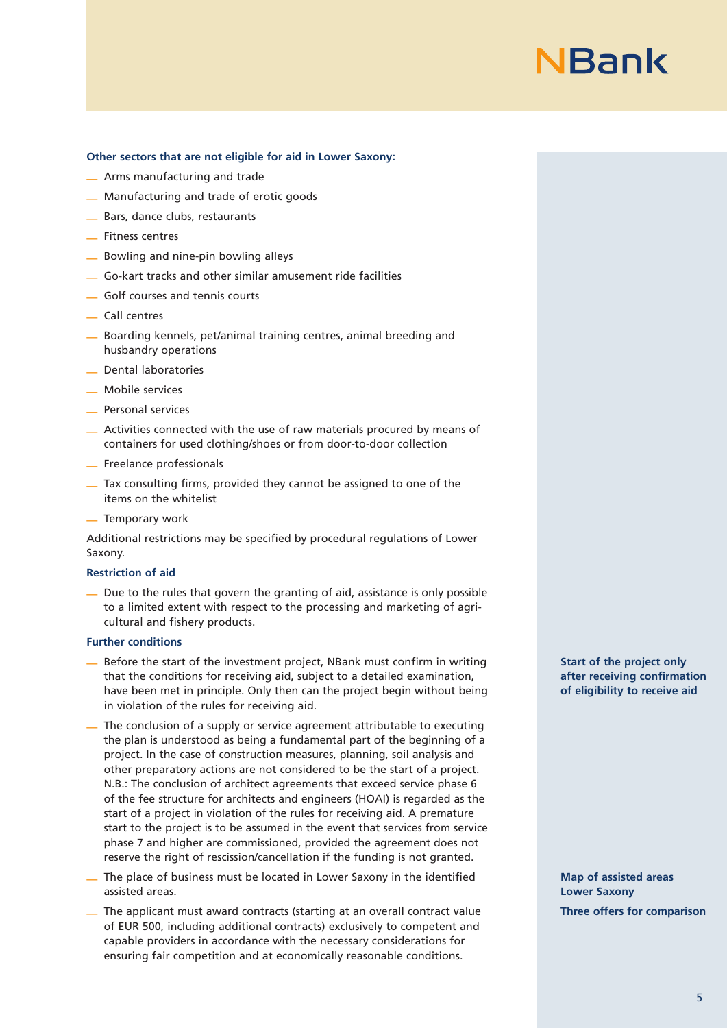**Other sectors that are not eligible for aid in Lower Saxony:**

- Arms manufacturing and trade
- Manufacturing and trade of erotic goods
- Bars, dance clubs, restaurants
- Fitness centres
- Bowling and nine-pin bowling alleys
- Go-kart tracks and other similar amusement ride facilities
- Golf courses and tennis courts
- Call centres
- Boarding kennels, pet/animal training centres, animal breeding and husbandry operations
- Dental laboratories
- Mobile services
- Personal services
- Activities connected with the use of raw materials procured by means of containers for used clothing/shoes or from door-to-door collection
- Freelance professionals
- Tax consulting firms, provided they cannot be assigned to one of the items on the whitelist
- Temporary work

Additional restrictions may be specified by procedural regulations of Lower Saxony.

**Restriction of aid**

- Due to the rules that govern the granting of aid, assistance is only possible to a limited extent with respect to the processing and marketing of agricultural and fishery products.

**Further conditions**

**Start of the project only after receiving confirmation of eligibility to receive aid**

- Before the start of the investment project, NBank must confirm in writing that the conditions for receiving aid, subject to a detailed examination, have been met in principle. Only then can the project begin without being in violation of the rules for receiving aid.
- The conclusion of a supply or service agreement attributable to executing the plan is understood as being a fundamental part of the beginning of a project. In the case of construction measures, planning, soil analysis and other preparatory actions are not considered to be the start of a project. N.B.: The conclusion of architect agreements that exceed service phase 6 of the fee structure for architects and engineers (HOAI) is regarded as the start of a project in violation of the rules for receiving aid. A premature start to the project is to be assumed in the event that services from service phase 7 and higher are commissioned, provided the agreement does not reserve the right of rescission/cancellation if the funding is not granted.

**Map of assisted areas Lower Saxony**

- The place of business must be located in Lower Saxony in the identified assisted areas.

**Three offers for comparison**

- The applicant must award contracts (starting at an overall contract value of EUR 500, including additional contracts) exclusively to competent and capable providers in accordance with the necessary considerations for ensuring fair competition and at economically reasonable conditions.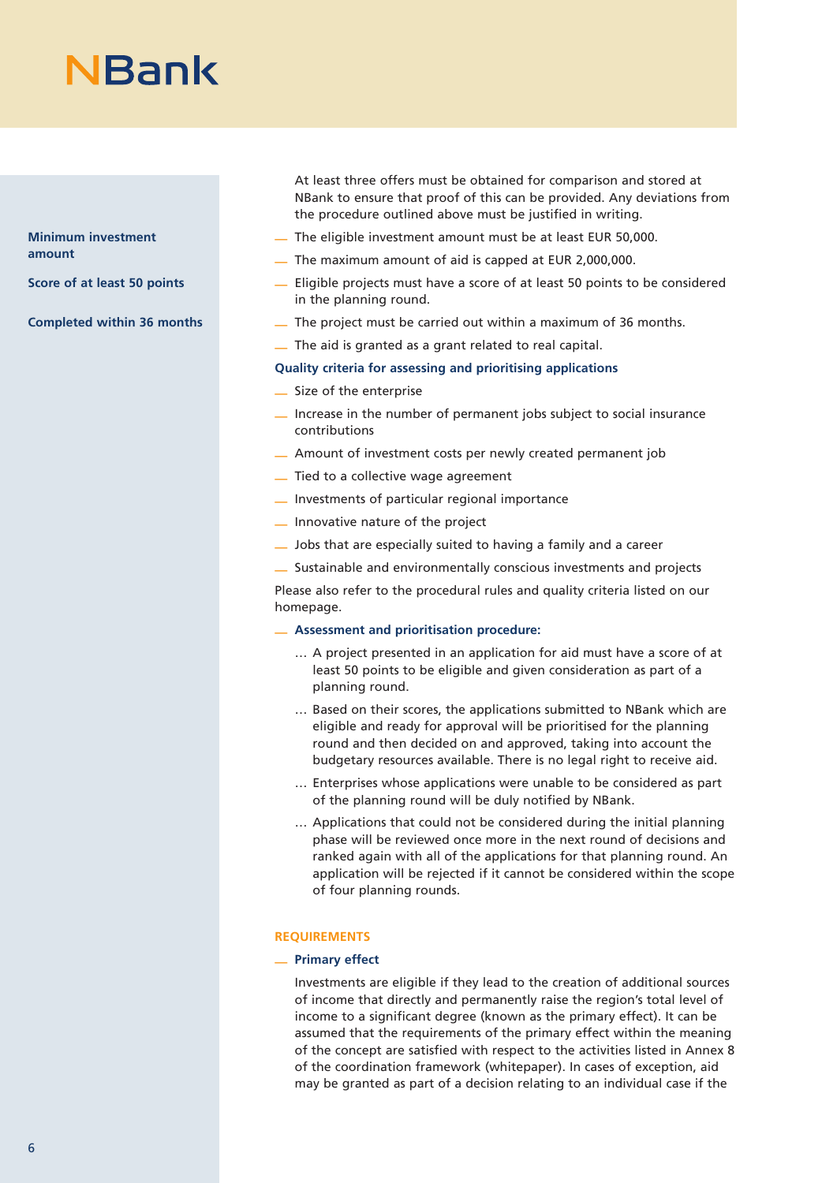At least three offers must be obtained for comparison and stored at NBank to ensure that proof of this can be provided. Any deviations from the procedure outlined above must be justified in writing.

**Minimum investment amount**

- The eligible investment amount must be at least EUR 50,000.
- The maximum amount of aid is capped at EUR 2,000,000.

**Score of at least 50 points**

- Eligible projects must have a score of at least 50 points to be considered in the planning round.

**Completed within 36 months**

- The project must be carried out within a maximum of 36 months.
- The aid is granted as a grant related to real capital.

**Quality criteria for assessing and prioritising applications**

- Size of the enterprise
- Increase in the number of permanent jobs subject to social insurance contributions
- Amount of investment costs per newly created permanent job
- Tied to a collective wage agreement
- Investments of particular regional importance
- Innovative nature of the project
- Jobs that are especially suited to having a family and a career
- Sustainable and environmentally conscious investments and projects

Please also refer to the procedural rules and quality criteria listed on our homepage.

- **Assessment and prioritisation procedure:**
  - … A project presented in an application for aid must have a score of at least 50 points to be eligible and given consideration as part of a planning round.
  - … Based on their scores, the applications submitted to NBank which are eligible and ready for approval will be prioritised for the planning round and then decided on and approved, taking into account the budgetary resources available. There is no legal right to receive aid.
  - … Enterprises whose applications were unable to be considered as part of the planning round will be duly notified by NBank.
  - … Applications that could not be considered during the initial planning phase will be reviewed once more in the next round of decisions and ranked again with all of the applications for that planning round. An application will be rejected if it cannot be considered within the scope of four planning rounds.

## REQUIREMENTS

- **Primary effect**

  Investments are eligible if they lead to the creation of additional sources of income that directly and permanently raise the region's total level of income to a significant degree (known as the primary effect). It can be assumed that the requirements of the primary effect within the meaning of the concept are satisfied with respect to the activities listed in Annex 8 of the coordination framework (whitepaper). In cases of exception, aid may be granted as part of a decision relating to an individual case if the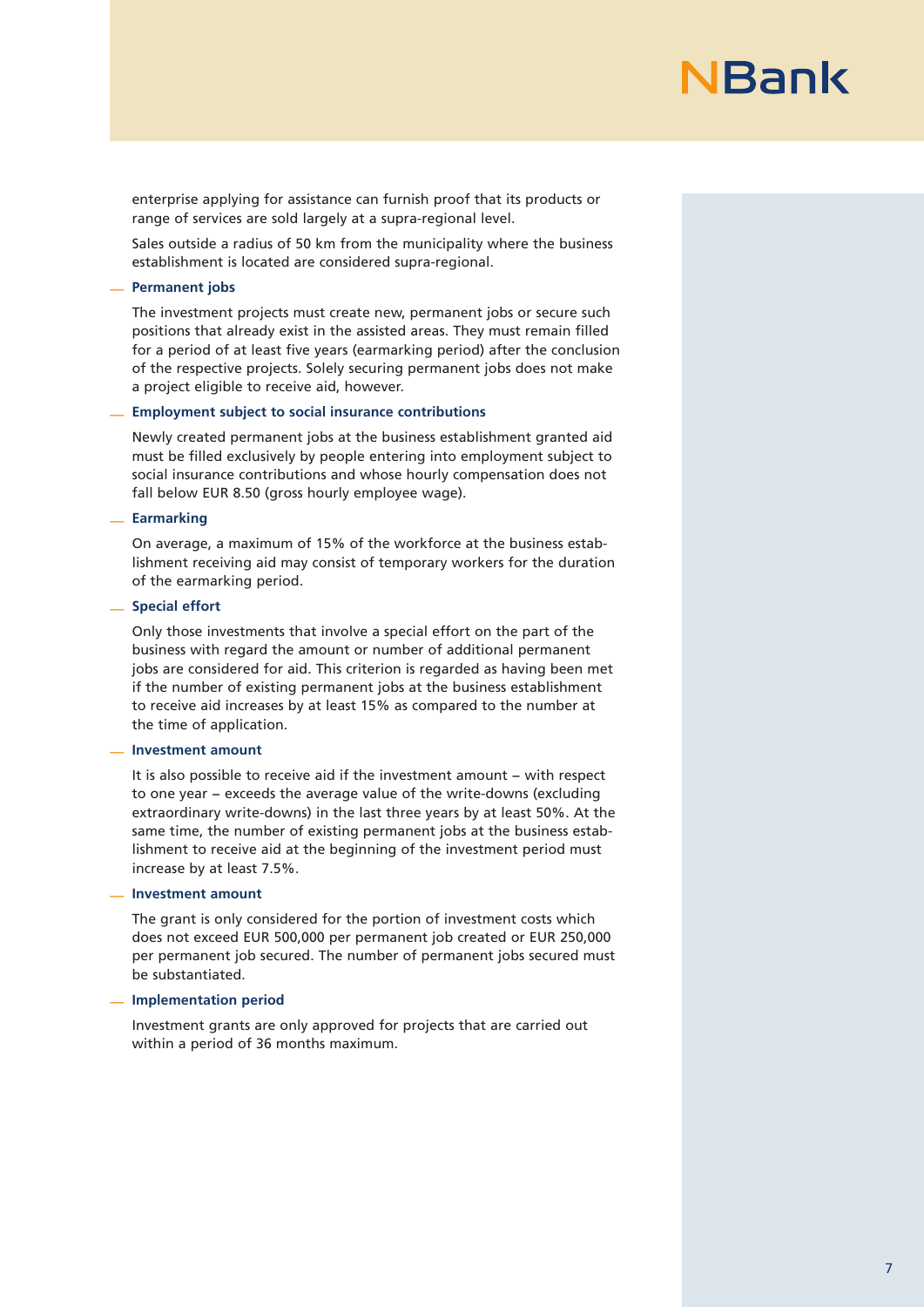enterprise applying for assistance can furnish proof that its products or range of services are sold largely at a supra-regional level.

Sales outside a radius of 50 km from the municipality where the business establishment is located are considered supra-regional.

### Permanent jobs

The investment projects must create new, permanent jobs or secure such positions that already exist in the assisted areas. They must remain filled for a period of at least five years (earmarking period) after the conclusion of the respective projects. Solely securing permanent jobs does not make a project eligible to receive aid, however.

### Employment subject to social insurance contributions

Newly created permanent jobs at the business establishment granted aid must be filled exclusively by people entering into employment subject to social insurance contributions and whose hourly compensation does not fall below EUR 8.50 (gross hourly employee wage).

### Earmarking

On average, a maximum of 15% of the workforce at the business establishment receiving aid may consist of temporary workers for the duration of the earmarking period.

### Special effort

Only those investments that involve a special effort on the part of the business with regard the amount or number of additional permanent jobs are considered for aid. This criterion is regarded as having been met if the number of existing permanent jobs at the business establishment to receive aid increases by at least 15% as compared to the number at the time of application.

### Investment amount

It is also possible to receive aid if the investment amount – with respect to one year – exceeds the average value of the write-downs (excluding extraordinary write-downs) in the last three years by at least 50%. At the same time, the number of existing permanent jobs at the business establishment to receive aid at the beginning of the investment period must increase by at least 7.5%.

### Investment amount

The grant is only considered for the portion of investment costs which does not exceed EUR 500,000 per permanent job created or EUR 250,000 per permanent job secured. The number of permanent jobs secured must be substantiated.

### Implementation period

Investment grants are only approved for projects that are carried out within a period of 36 months maximum.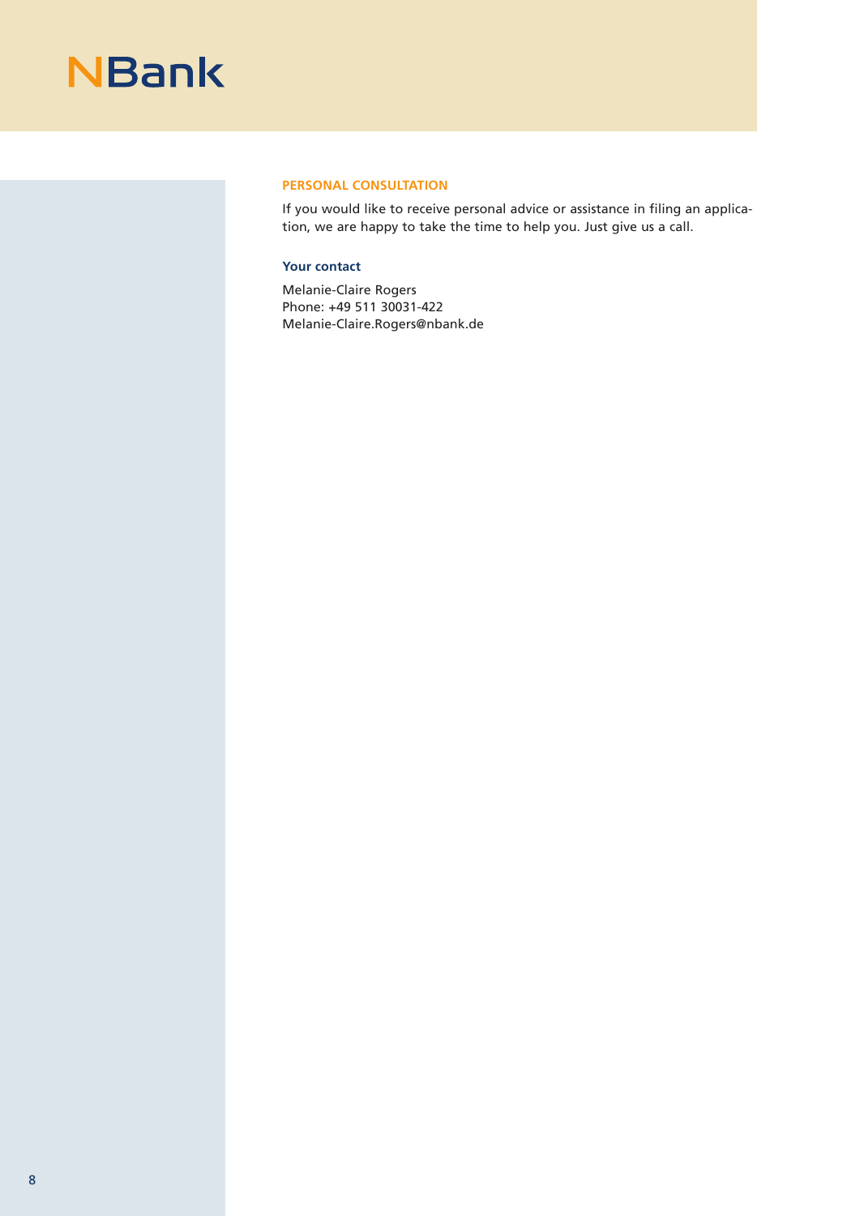NBank

## PERSONAL CONSULTATION

If you would like to receive personal advice or assistance in filing an application, we are happy to take the time to help you. Just give us a call.

### Your contact

Melanie-Claire Rogers
Phone: +49 511 30031-422
Melanie-Claire.Rogers@nbank.de